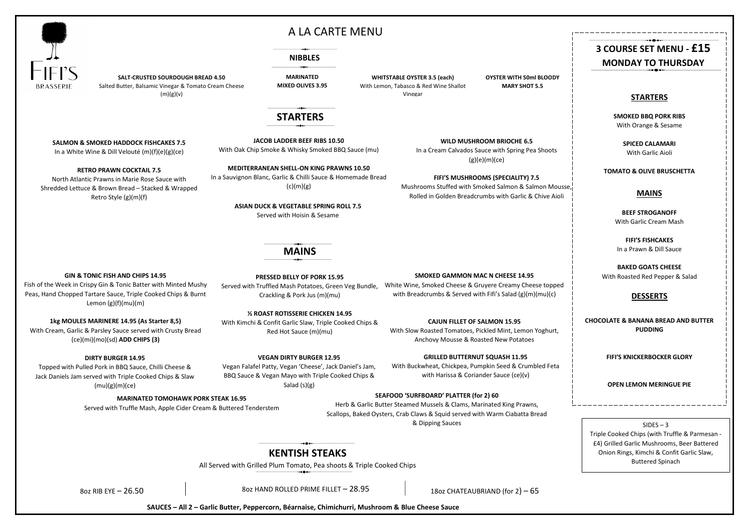FIFI'S BRASSERIE

# A LA CARTE MENU

## NIBBLES

**SALT-CRUSTED SOURDOUGH BREAD 4.50**
Salted Butter, Balsamic Vinegar & Tomato Cream Cheese (m)(g)(v)

**MARINATED MIXED OLIVES 3.95**

**WHITSTABLE OYSTER 3.5 (each)**
With Lemon, Tabasco & Red Wine Shallot Vinegar

**OYSTER WITH 50ml BLOODY MARY SHOT 5.5**

## STARTERS

**SALMON & SMOKED HADDOCK FISHCAKES 7.5**
In a White Wine & Dill Velouté (m)(f)(e)(g)(ce)

**RETRO PRAWN COCKTAIL 7.5**
North Atlantic Prawns in Marie Rose Sauce with Shredded Lettuce & Brown Bread – Stacked & Wrapped Retro Style (g)(m)(f)

**JACOB LADDER BEEF RIBS 10.50**
With Oak Chip Smoke & Whisky Smoked BBQ Sauce (mu)

**MEDITERRANEAN SHELL-ON KING PRAWNS 10.50**
In a Sauvignon Blanc, Garlic & Chilli Sauce & Homemade Bread (c)(m)(g)

**ASIAN DUCK & VEGETABLE SPRING ROLL 7.5**
Served with Hoisin & Sesame

**WILD MUSHROOM BRIOCHE 6.5**
In a Cream Calvados Sauce with Spring Pea Shoots (g)(e)(m)(ce)

**FIFI'S MUSHROOMS (SPECIALITY) 7.5**
Mushrooms Stuffed with Smoked Salmon & Salmon Mousse, Rolled in Golden Breadcrumbs with Garlic & Chive Aioli

## MAINS

**GIN & TONIC FISH AND CHIPS 14.95**
Fish of the Week in Crispy Gin & Tonic Batter with Minted Mushy Peas, Hand Chopped Tartare Sauce, Triple Cooked Chips & Burnt Lemon (g)(f)(mu)(m)

**1kg MOULES MARINERE 14.95 (As Starter 8,5)**
With Cream, Garlic & Parsley Sauce served with Crusty Bread (ce)(mi)(mo)(sd) **ADD CHIPS (3)**

**DIRTY BURGER 14.95**
Topped with Pulled Pork in BBQ Sauce, Chilli Cheese & Jack Daniels Jam served with Triple Cooked Chips & Slaw (mu)(g)(m)(ce)

**PRESSED BELLY OF PORK 15.95**
Served with Truffled Mash Potatoes, Green Veg Bundle, Crackling & Pork Jus (m)(mu)

**½ ROAST ROTISSERIE CHICKEN 14.95**
With Kimchi & Confit Garlic Slaw, Triple Cooked Chips & Red Hot Sauce (m)(mu)

**VEGAN DIRTY BURGER 12.95**
Vegan Falafel Patty, Vegan 'Cheese', Jack Daniel's Jam, BBQ Sauce & Vegan Mayo with Triple Cooked Chips & Salad (s)(g)

**SMOKED GAMMON MAC N CHEESE 14.95**
White Wine, Smoked Cheese & Gruyere Creamy Cheese topped with Breadcrumbs & Served with Fifi's Salad (g)(m)(mu)(c)

**CAJUN FILLET OF SALMON 15.95**
With Slow Roasted Tomatoes, Pickled Mint, Lemon Yoghurt, Anchovy Mousse & Roasted New Potatoes

**GRILLED BUTTERNUT SQUASH 11.95**
With Buckwheat, Chickpea, Pumpkin Seed & Crumbled Feta with Harissa & Coriander Sauce (ce)(v)

**MARINATED TOMOHAWK PORK STEAK 16.95**
Served with Truffle Mash, Apple Cider Cream & Buttered Tenderstem

**SEAFOOD 'SURFBOARD' PLATTER (for 2) 60**
Herb & Garlic Butter Steamed Mussels & Clams, Marinated King Prawns, Scallops, Baked Oysters, Crab Claws & Squid served with Warm Ciabatta Bread & Dipping Sauces

## KENTISH STEAKS

All Served with Grilled Plum Tomato, Pea shoots & Triple Cooked Chips

8oz RIB EYE – 26.50

8oz HAND ROLLED PRIME FILLET – 28.95

18oz CHATEAUBRIAND (for 2) – 65

**SAUCES – All 2 – Garlic Butter, Peppercorn, Béarnaise, Chimichurri, Mushroom & Blue Cheese Sauce**

## 3 COURSE SET MENU - £15
### MONDAY TO THURSDAY

#### STARTERS

**SMOKED BBQ PORK RIBS**
With Orange & Sesame

**SPICED CALAMARI**
With Garlic Aioli

**TOMATO & OLIVE BRUSCHETTA**

#### MAINS

**BEEF STROGANOFF**
With Garlic Cream Mash

**FIFI'S FISHCAKES**
In a Prawn & Dill Sauce

**BAKED GOATS CHEESE**
With Roasted Red Pepper & Salad

#### DESSERTS

**CHOCOLATE & BANANA BREAD AND BUTTER PUDDING**

**FIFI'S KNICKERBOCKER GLORY**

**OPEN LEMON MERINGUE PIE**

SIDES – 3
Triple Cooked Chips (with Truffle & Parmesan - £4) Grilled Garlic Mushrooms, Beer Battered Onion Rings, Kimchi & Confit Garlic Slaw, Buttered Spinach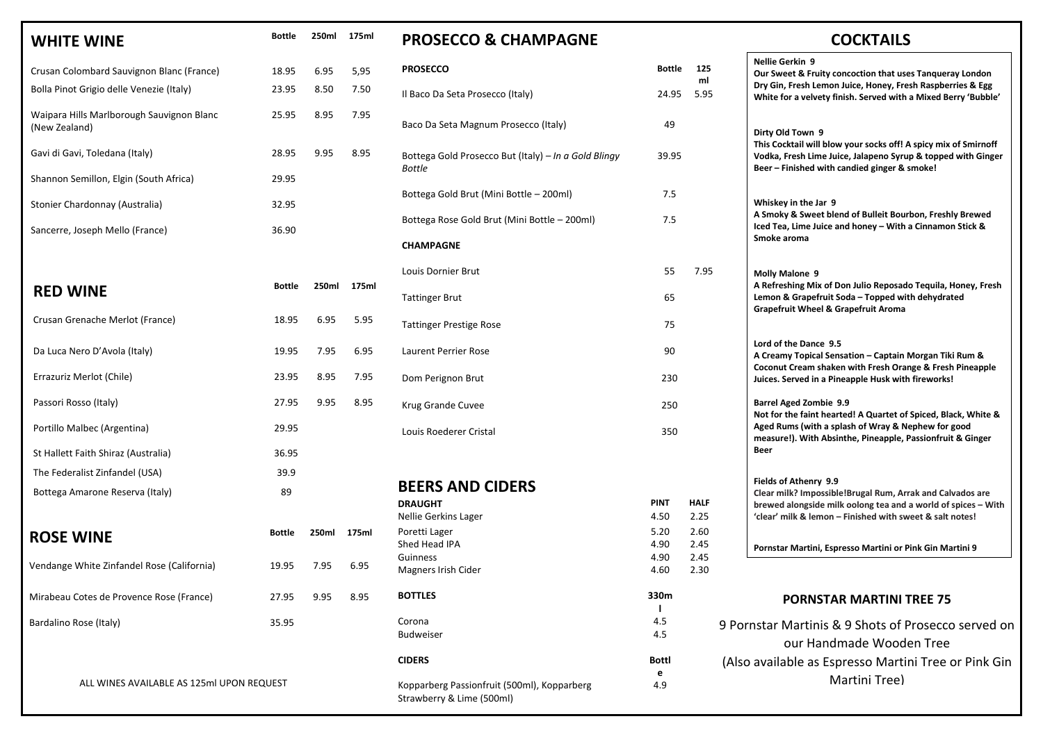## WHITE WINE

| | Bottle | 250ml | 175ml |
|---|---|---|---|
| Crusan Colombard Sauvignon Blanc (France) | 18.95 | 6.95 | 5,95 |
| Bolla Pinot Grigio delle Venezie (Italy) | 23.95 | 8.50 | 7.50 |
| Waipara Hills Marlborough Sauvignon Blanc (New Zealand) | 25.95 | 8.95 | 7.95 |
| Gavi di Gavi, Toledana (Italy) | 28.95 | 9.95 | 8.95 |
| Shannon Semillon, Elgin (South Africa) | 29.95 | | |
| Stonier Chardonnay (Australia) | 32.95 | | |
| Sancerre, Joseph Mello (France) | 36.90 | | |

## RED WINE

| | Bottle | 250ml | 175ml |
|---|---|---|---|
| Crusan Grenache Merlot (France) | 18.95 | 6.95 | 5.95 |
| Da Luca Nero D'Avola (Italy) | 19.95 | 7.95 | 6.95 |
| Errazuriz Merlot (Chile) | 23.95 | 8.95 | 7.95 |
| Passori Rosso (Italy) | 27.95 | 9.95 | 8.95 |
| Portillo Malbec (Argentina) | 29.95 | | |
| St Hallett Faith Shiraz (Australia) | 36.95 | | |
| The Federalist Zinfandel (USA) | 39.9 | | |
| Bottega Amarone Reserva (Italy) | 89 | | |

## ROSE WINE

| | Bottle | 250ml | 175ml |
|---|---|---|---|
| Vendange White Zinfandel Rose (California) | 19.95 | 7.95 | 6.95 |
| Mirabeau Cotes de Provence Rose (France) | 27.95 | 9.95 | 8.95 |
| Bardalino Rose (Italy) | 35.95 | | |

ALL WINES AVAILABLE AS 125ml UPON REQUEST

## PROSECCO & CHAMPAGNE

| PROSECCO | Bottle | 125 ml |
|---|---|---|
| Il Baco Da Seta Prosecco (Italy) | 24.95 | 5.95 |
| Baco Da Seta Magnum Prosecco (Italy) | 49 | |
| Bottega Gold Prosecco But (Italy) – *In a Gold Blingy Bottle* | 39.95 | |
| Bottega Gold Brut (Mini Bottle – 200ml) | 7.5 | |
| Bottega Rose Gold Brut (Mini Bottle – 200ml) | 7.5 | |
| **CHAMPAGNE** | | |
| Louis Dornier Brut | 55 | 7.95 |
| Tattinger Brut | 65 | |
| Tattinger Prestige Rose | 75 | |
| Laurent Perrier Rose | 90 | |
| Dom Perignon Brut | 230 | |
| Krug Grande Cuvee | 250 | |
| Louis Roederer Cristal | 350 | |

## BEERS AND CIDERS

| DRAUGHT | PINT | HALF |
|---|---|---|
| Nellie Gerkins Lager | 4.50 | 2.25 |
| Poretti Lager | 5.20 | 2.60 |
| Shed Head IPA | 4.90 | 2.45 |
| Guinness | 4.90 | 2.45 |
| Magners Irish Cider | 4.60 | 2.30 |
| **BOTTLES** | **330ml** | |
| Corona | 4.5 | |
| Budweiser | 4.5 | |
| **CIDERS** | **Bottle** | |
| Kopparberg Passionfruit (500ml), Kopparberg Strawberry & Lime (500ml) | 4.9 | |

## COCKTAILS

**Nellie Gerkin 9**
**Our Sweet & Fruity concoction that uses Tanqueray London Dry Gin, Fresh Lemon Juice, Honey, Fresh Raspberries & Egg White for a velvety finish. Served with a Mixed Berry 'Bubble'**

**Dirty Old Town 9**
**This Cocktail will blow your socks off! A spicy mix of Smirnoff Vodka, Fresh Lime Juice, Jalapeno Syrup & topped with Ginger Beer – Finished with candied ginger & smoke!**

**Whiskey in the Jar 9**
**A Smoky & Sweet blend of Bulleit Bourbon, Freshly Brewed Iced Tea, Lime Juice and honey – With a Cinnamon Stick & Smoke aroma**

**Molly Malone 9**
**A Refreshing Mix of Don Julio Reposado Tequila, Honey, Fresh Lemon & Grapefruit Soda – Topped with dehydrated Grapefruit Wheel & Grapefruit Aroma**

**Lord of the Dance 9.5**
**A Creamy Topical Sensation – Captain Morgan Tiki Rum & Coconut Cream shaken with Fresh Orange & Fresh Pineapple Juices. Served in a Pineapple Husk with fireworks!**

**Barrel Aged Zombie 9.9**
**Not for the faint hearted! A Quartet of Spiced, Black, White & Aged Rums (with a splash of Wray & Nephew for good measure!). With Absinthe, Pineapple, Passionfruit & Ginger Beer**

**Fields of Athenry 9.9**
**Clear milk? Impossible!Brugal Rum, Arrak and Calvados are brewed alongside milk oolong tea and a world of spices – With 'clear' milk & lemon – Finished with sweet & salt notes!**

**Pornstar Martini, Espresso Martini or Pink Gin Martini 9**

### PORNSTAR MARTINI TREE 75

9 Pornstar Martinis & 9 Shots of Prosecco served on our Handmade Wooden Tree
(Also available as Espresso Martini Tree or Pink Gin Martini Tree)